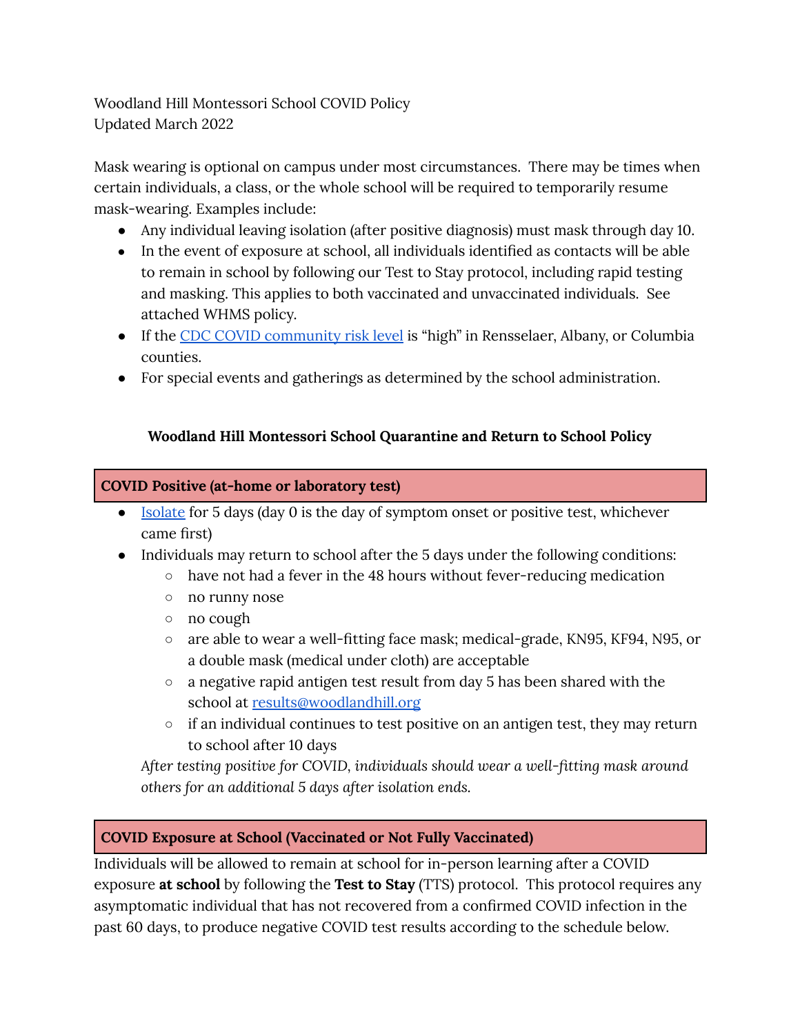Woodland Hill Montessori School COVID Policy
Updated March 2022

Mask wearing is optional on campus under most circumstances. There may be times when certain individuals, a class, or the whole school will be required to temporarily resume mask-wearing. Examples include:

- Any individual leaving isolation (after positive diagnosis) must mask through day 10.
- In the event of exposure at school, all individuals identified as contacts will be able to remain in school by following our Test to Stay protocol, including rapid testing and masking. This applies to both vaccinated and unvaccinated individuals. See attached WHMS policy.
- If the [CDC COVID community risk level]() is "high" in Rensselaer, Albany, or Columbia counties.
- For special events and gatherings as determined by the school administration.

## Woodland Hill Montessori School Quarantine and Return to School Policy

### COVID Positive (at-home or laboratory test)

- [Isolate]() for 5 days (day 0 is the day of symptom onset or positive test, whichever came first)
- Individuals may return to school after the 5 days under the following conditions:
  - have not had a fever in the 48 hours without fever-reducing medication
  - no runny nose
  - no cough
  - are able to wear a well-fitting face mask; medical-grade, KN95, KF94, N95, or a double mask (medical under cloth) are acceptable
  - a negative rapid antigen test result from day 5 has been shared with the school at [results@woodlandhill.org](mailto:results@woodlandhill.org)
  - if an individual continues to test positive on an antigen test, they may return to school after 10 days

  *After testing positive for COVID, individuals should wear a well-fitting mask around others for an additional 5 days after isolation ends.*

### COVID Exposure at School (Vaccinated or Not Fully Vaccinated)

Individuals will be allowed to remain at school for in-person learning after a COVID exposure **at school** by following the **Test to Stay** (TTS) protocol. This protocol requires any asymptomatic individual that has not recovered from a confirmed COVID infection in the past 60 days, to produce negative COVID test results according to the schedule below.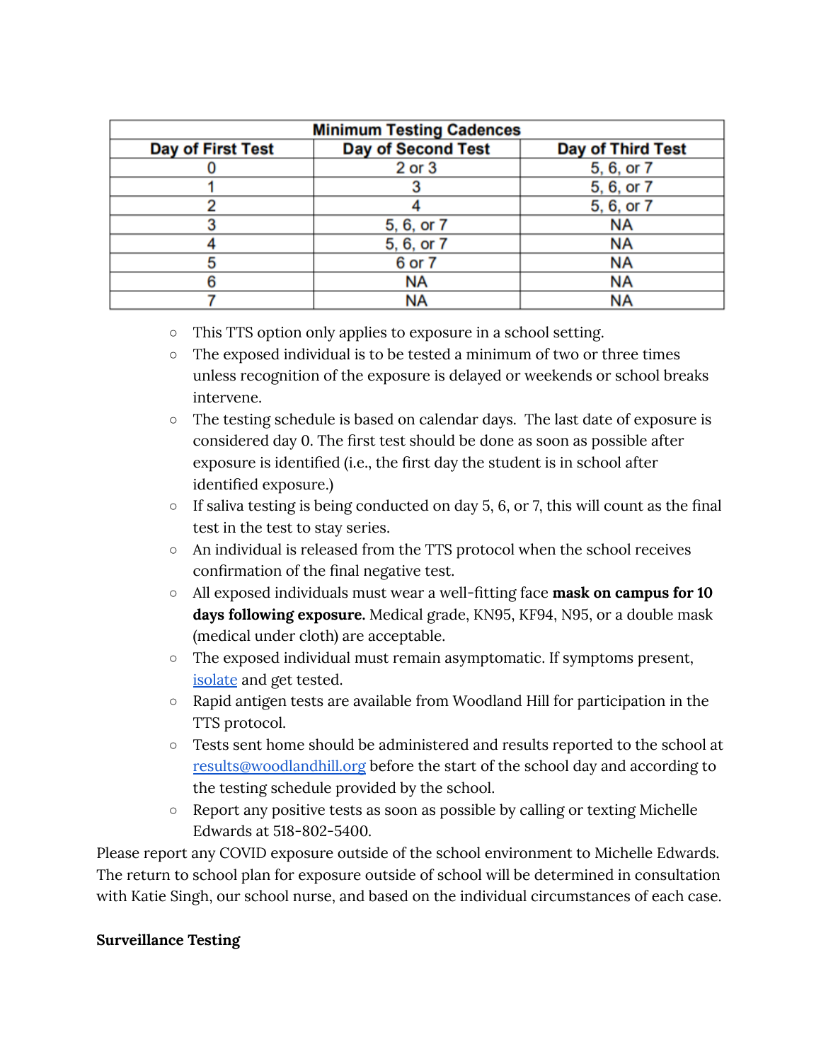| Minimum Testing Cadences | | |
|---|---|---|
| **Day of First Test** | **Day of Second Test** | **Day of Third Test** |
| 0 | 2 or 3 | 5, 6, or 7 |
| 1 | 3 | 5, 6, or 7 |
| 2 | 4 | 5, 6, or 7 |
| 3 | 5, 6, or 7 | NA |
| 4 | 5, 6, or 7 | NA |
| 5 | 6 or 7 | NA |
| 6 | NA | NA |
| 7 | NA | NA |

- This TTS option only applies to exposure in a school setting.
- The exposed individual is to be tested a minimum of two or three times unless recognition of the exposure is delayed or weekends or school breaks intervene.
- The testing schedule is based on calendar days. The last date of exposure is considered day 0. The first test should be done as soon as possible after exposure is identified (i.e., the first day the student is in school after identified exposure.)
- If saliva testing is being conducted on day 5, 6, or 7, this will count as the final test in the test to stay series.
- An individual is released from the TTS protocol when the school receives confirmation of the final negative test.
- All exposed individuals must wear a well-fitting face **mask on campus for 10 days following exposure.** Medical grade, KN95, KF94, N95, or a double mask (medical under cloth) are acceptable.
- The exposed individual must remain asymptomatic. If symptoms present, isolate and get tested.
- Rapid antigen tests are available from Woodland Hill for participation in the TTS protocol.
- Tests sent home should be administered and results reported to the school at results@woodlandhill.org before the start of the school day and according to the testing schedule provided by the school.
- Report any positive tests as soon as possible by calling or texting Michelle Edwards at 518-802-5400.

Please report any COVID exposure outside of the school environment to Michelle Edwards. The return to school plan for exposure outside of school will be determined in consultation with Katie Singh, our school nurse, and based on the individual circumstances of each case.

**Surveillance Testing**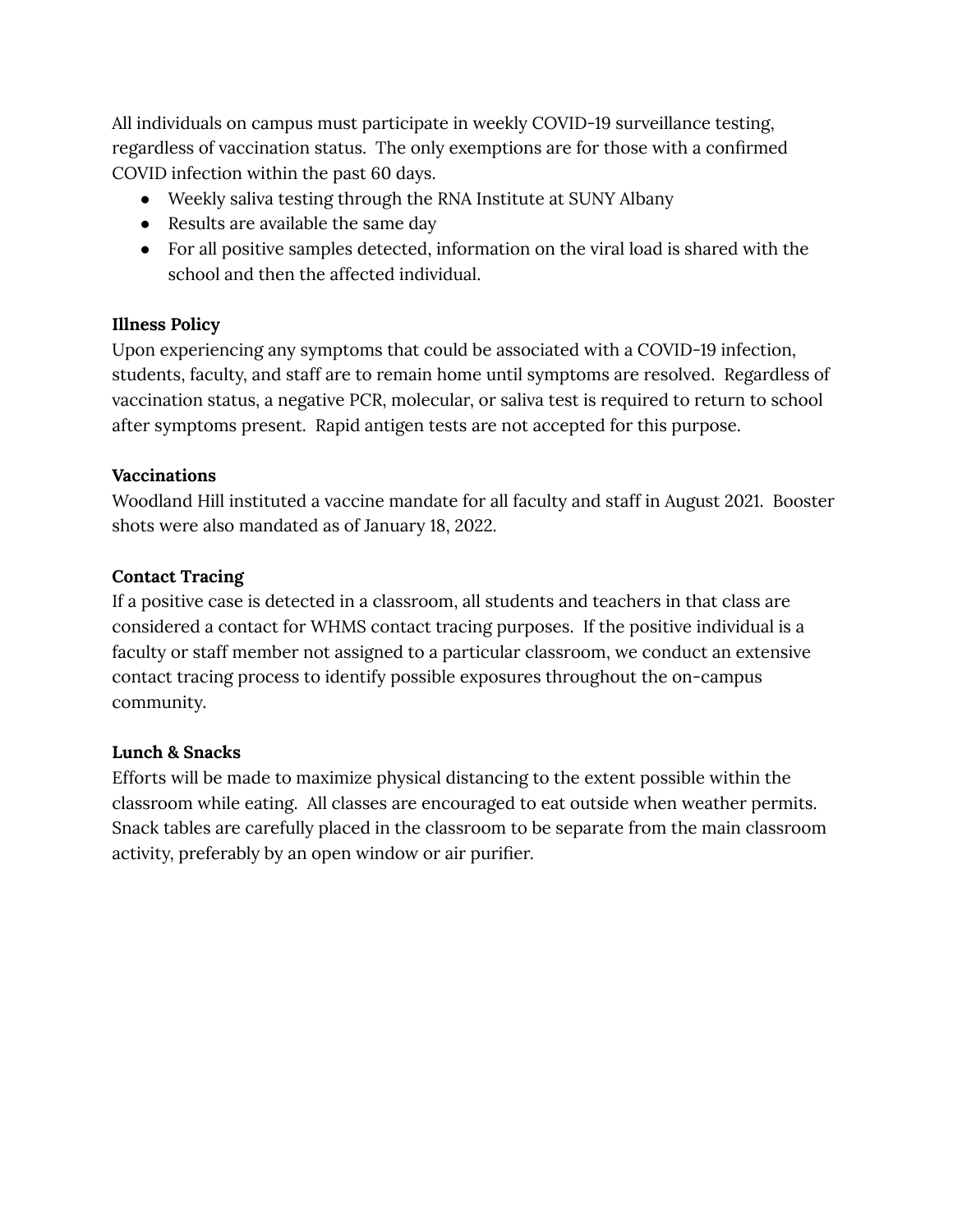All individuals on campus must participate in weekly COVID-19 surveillance testing, regardless of vaccination status. The only exemptions are for those with a confirmed COVID infection within the past 60 days.

- Weekly saliva testing through the RNA Institute at SUNY Albany
- Results are available the same day
- For all positive samples detected, information on the viral load is shared with the school and then the affected individual.

**Illness Policy**

Upon experiencing any symptoms that could be associated with a COVID-19 infection, students, faculty, and staff are to remain home until symptoms are resolved. Regardless of vaccination status, a negative PCR, molecular, or saliva test is required to return to school after symptoms present. Rapid antigen tests are not accepted for this purpose.

**Vaccinations**

Woodland Hill instituted a vaccine mandate for all faculty and staff in August 2021. Booster shots were also mandated as of January 18, 2022.

**Contact Tracing**

If a positive case is detected in a classroom, all students and teachers in that class are considered a contact for WHMS contact tracing purposes. If the positive individual is a faculty or staff member not assigned to a particular classroom, we conduct an extensive contact tracing process to identify possible exposures throughout the on-campus community.

**Lunch & Snacks**

Efforts will be made to maximize physical distancing to the extent possible within the classroom while eating. All classes are encouraged to eat outside when weather permits. Snack tables are carefully placed in the classroom to be separate from the main classroom activity, preferably by an open window or air purifier.